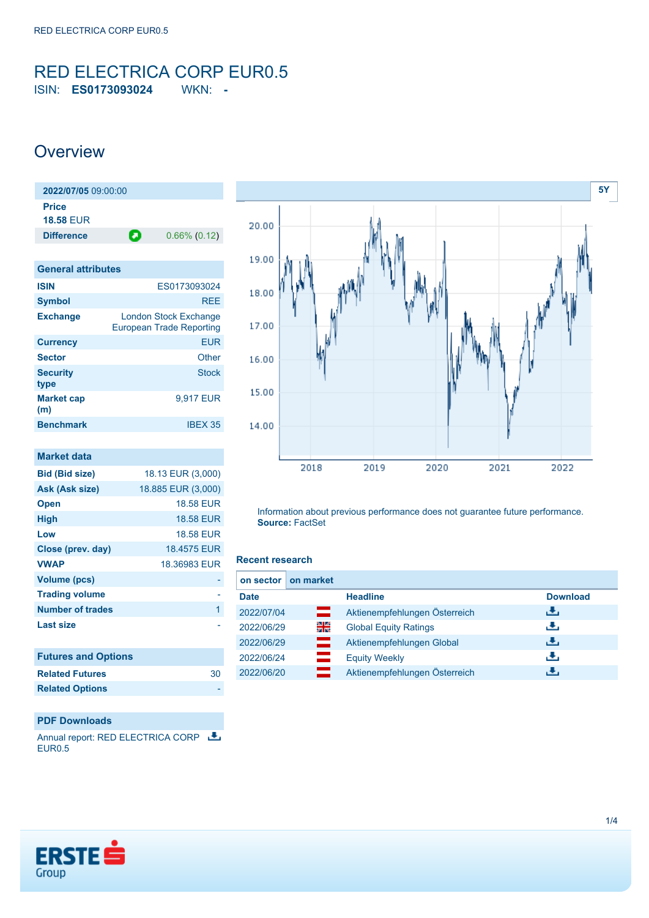# RED ELECTRICA CORP EUR0.5

ISIN: **ES0173093024** WKN: **-**

## Overview

| | |
|---|---|
| **2022/07/05** 09:00:00 | |
| **Price** | |
| **18.58** EUR | |
| **Difference** | 0.66% (0.12) |

| General attributes | |
|---|---|
| **ISIN** | ES0173093024 |
| **Symbol** | REE |
| **Exchange** | London Stock Exchange European Trade Reporting |
| **Currency** | EUR |
| **Sector** | Other |
| **Security type** | Stock |
| **Market cap (m)** | 9,917 EUR |
| **Benchmark** | IBEX 35 |

| Market data | |
|---|---|
| **Bid (Bid size)** | 18.13 EUR (3,000) |
| **Ask (Ask size)** | 18.885 EUR (3,000) |
| **Open** | 18.58 EUR |
| **High** | 18.58 EUR |
| **Low** | 18.58 EUR |
| **Close (prev. day)** | 18.4575 EUR |
| **VWAP** | 18.36983 EUR |
| **Volume (pcs)** | - |
| **Trading volume** | - |
| **Number of trades** | 1 |
| **Last size** | - |

| Futures and Options | |
|---|---|
| **Related Futures** | 30 |
| **Related Options** | - |

**PDF Downloads**

Annual report: RED ELECTRICA CORP EUR0.5

5Y

20.00
19.00
18.00
17.00
16.00
15.00
14.00

2018 2019 2020 2021 2022

Information about previous performance does not guarantee future performance.
**Source:** FactSet

### Recent research

on sector | on market

| Date | Headline | Download |
|---|---|---|
| 2022/07/04 | Aktienempfehlungen Österreich | |
| 2022/06/29 | Global Equity Ratings | |
| 2022/06/29 | Aktienempfehlungen Global | |
| 2022/06/24 | Equity Weekly | |
| 2022/06/20 | Aktienempfehlungen Österreich | |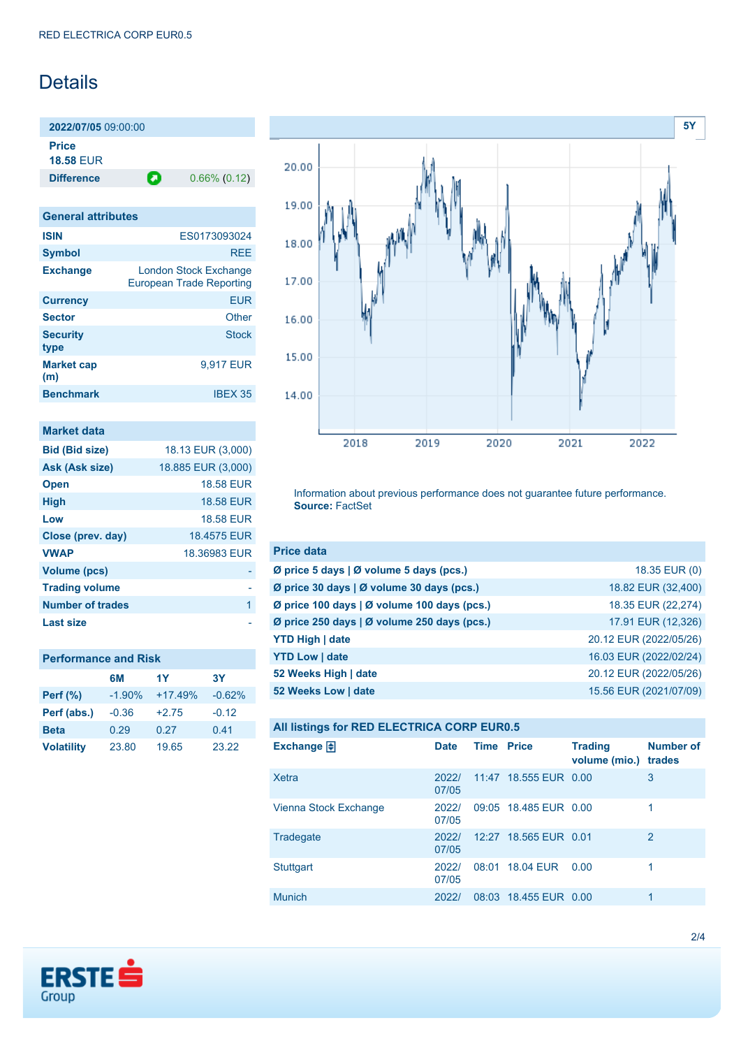RED ELECTRICA CORP EUR0.5

# Details

| | |
|---|---|
| **2022/07/05** 09:00:00 | |
| **Price** 18.58 EUR | |
| **Difference** | 0.66% (0.12) |

## General attributes

| | |
|---|---|
| **ISIN** | ES0173093024 |
| **Symbol** | REE |
| **Exchange** | London Stock Exchange European Trade Reporting |
| **Currency** | EUR |
| **Sector** | Other |
| **Security type** | Stock |
| **Market cap (m)** | 9,917 EUR |
| **Benchmark** | IBEX 35 |

## Market data

| | |
|---|---|
| **Bid (Bid size)** | 18.13 EUR (3,000) |
| **Ask (Ask size)** | 18.885 EUR (3,000) |
| **Open** | 18.58 EUR |
| **High** | 18.58 EUR |
| **Low** | 18.58 EUR |
| **Close (prev. day)** | 18.4575 EUR |
| **VWAP** | 18.36983 EUR |
| **Volume (pcs)** | - |
| **Trading volume** | - |
| **Number of trades** | 1 |
| **Last size** | - |

## Performance and Risk

| | 6M | 1Y | 3Y |
|---|---|---|---|
| **Perf (%)** | -1.90% | +17.49% | -0.62% |
| **Perf (abs.)** | -0.36 | +2.75 | -0.12 |
| **Beta** | 0.29 | 0.27 | 0.41 |
| **Volatility** | 23.80 | 19.65 | 23.22 |

5Y

20.00
19.00
18.00
17.00
16.00
15.00
14.00

2018 2019 2020 2021 2022

Information about previous performance does not guarantee future performance.
**Source:** FactSet

## Price data

| | |
|---|---|
| **Ø price 5 days \| Ø volume 5 days (pcs.)** | 18.35 EUR (0) |
| **Ø price 30 days \| Ø volume 30 days (pcs.)** | 18.82 EUR (32,400) |
| **Ø price 100 days \| Ø volume 100 days (pcs.)** | 18.35 EUR (22,274) |
| **Ø price 250 days \| Ø volume 250 days (pcs.)** | 17.91 EUR (12,326) |
| **YTD High \| date** | 20.12 EUR (2022/05/26) |
| **YTD Low \| date** | 16.03 EUR (2022/02/24) |
| **52 Weeks High \| date** | 20.12 EUR (2022/05/26) |
| **52 Weeks Low \| date** | 15.56 EUR (2021/07/09) |

## All listings for RED ELECTRICA CORP EUR0.5

| Exchange | Date | Time | Price | Trading volume (mio.) | Number of trades |
|---|---|---|---|---|---|
| Xetra | 2022/07/05 | 11:47 | 18.555 EUR | 0.00 | 3 |
| Vienna Stock Exchange | 2022/07/05 | 09:05 | 18.485 EUR | 0.00 | 1 |
| Tradegate | 2022/07/05 | 12:27 | 18.565 EUR | 0.01 | 2 |
| Stuttgart | 2022/07/05 | 08:01 | 18.04 EUR | 0.00 | 1 |
| Munich | 2022/ | 08:03 | 18.455 EUR | 0.00 | 1 |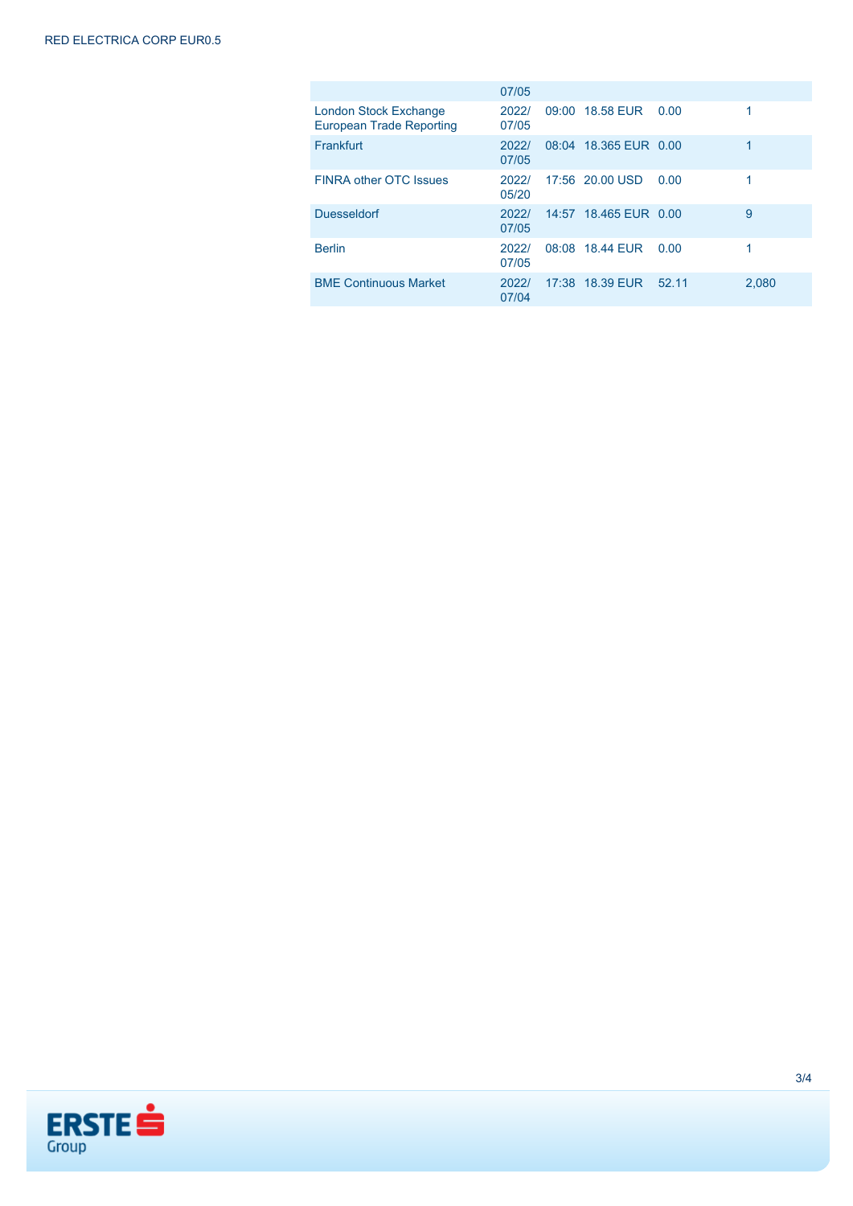| | | | | | |
|---|---|---|---|---|---|
| | 07/05 | | | | |
| London Stock Exchange European Trade Reporting | 2022/ 07/05 | 09:00 | 18.58 EUR | 0.00 | 1 |
| Frankfurt | 2022/ 07/05 | 08:04 | 18.365 EUR | 0.00 | 1 |
| FINRA other OTC Issues | 2022/ 05/20 | 17:56 | 20.00 USD | 0.00 | 1 |
| Duesseldorf | 2022/ 07/05 | 14:57 | 18.465 EUR | 0.00 | 9 |
| Berlin | 2022/ 07/05 | 08:08 | 18.44 EUR | 0.00 | 1 |
| BME Continuous Market | 2022/ 07/04 | 17:38 | 18.39 EUR | 52.11 | 2,080 |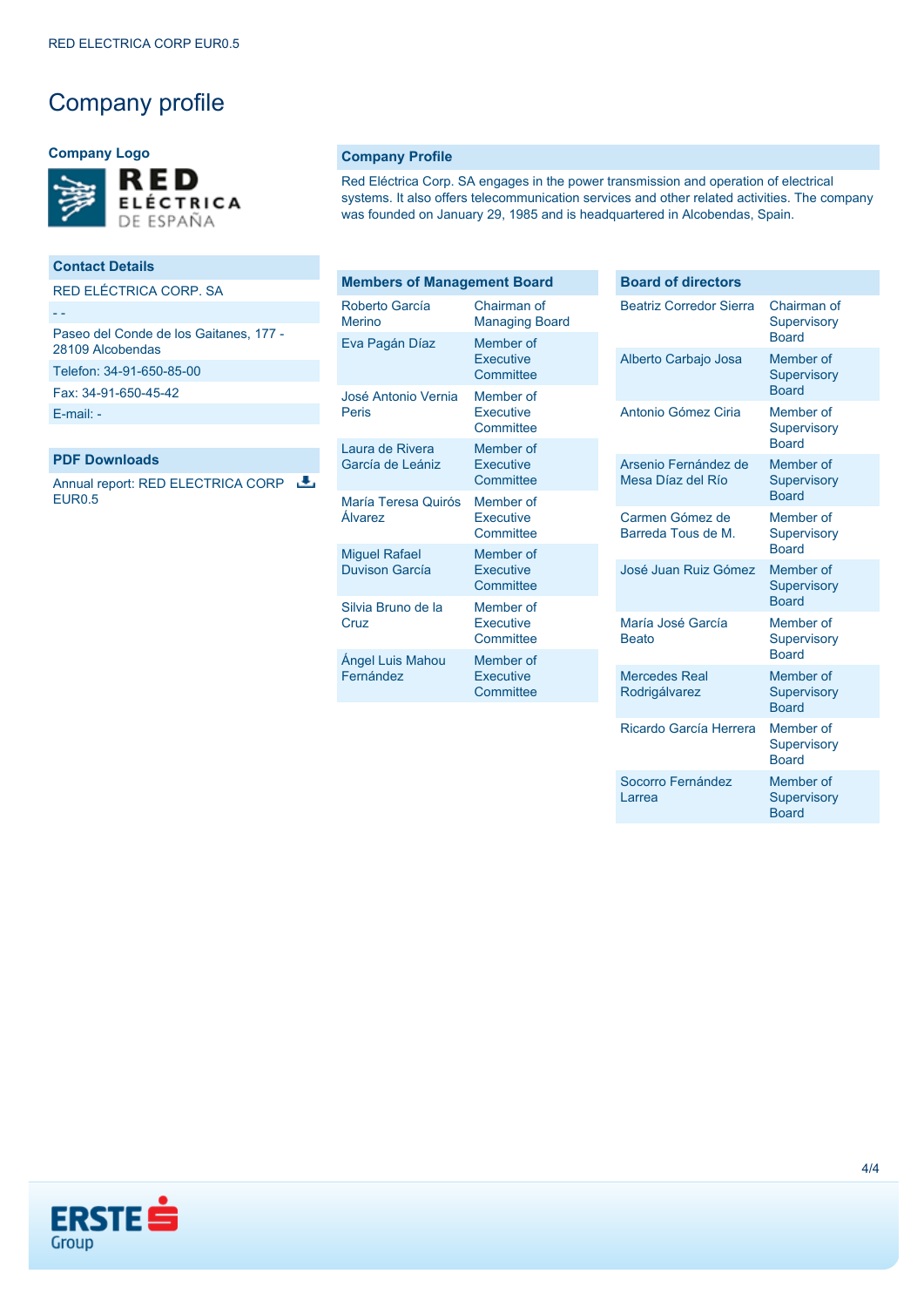# Company profile

### Company Logo

RED ELÉCTRICA DE ESPAÑA

### Contact Details

RED ELÉCTRICA CORP. SA

- -

Paseo del Conde de los Gaitanes, 177 - 28109 Alcobendas

Telefon: 34-91-650-85-00

Fax: 34-91-650-45-42

E-mail: -

### PDF Downloads

Annual report: RED ELECTRICA CORP EUR0.5

### Company Profile

Red Eléctrica Corp. SA engages in the power transmission and operation of electrical systems. It also offers telecommunication services and other related activities. The company was founded on January 29, 1985 and is headquartered in Alcobendas, Spain.

### Members of Management Board

| | |
|---|---|
| Roberto García Merino | Chairman of Managing Board |
| Eva Pagán Díaz | Member of Executive Committee |
| José Antonio Vernia Peris | Member of Executive Committee |
| Laura de Rivera García de Leániz | Member of Executive Committee |
| María Teresa Quirós Álvarez | Member of Executive Committee |
| Miguel Rafael Duvison García | Member of Executive Committee |
| Silvia Bruno de la Cruz | Member of Executive Committee |
| Ángel Luis Mahou Fernández | Member of Executive Committee |

### Board of directors

| | |
|---|---|
| Beatriz Corredor Sierra | Chairman of Supervisory Board |
| Alberto Carbajo Josa | Member of Supervisory Board |
| Antonio Gómez Ciria | Member of Supervisory Board |
| Arsenio Fernández de Mesa Díaz del Río | Member of Supervisory Board |
| Carmen Gómez de Barreda Tous de M. | Member of Supervisory Board |
| José Juan Ruiz Gómez | Member of Supervisory Board |
| María José García Beato | Member of Supervisory Board |
| Mercedes Real Rodrigálvarez | Member of Supervisory Board |
| Ricardo García Herrera | Member of Supervisory Board |
| Socorro Fernández Larrea | Member of Supervisory Board |